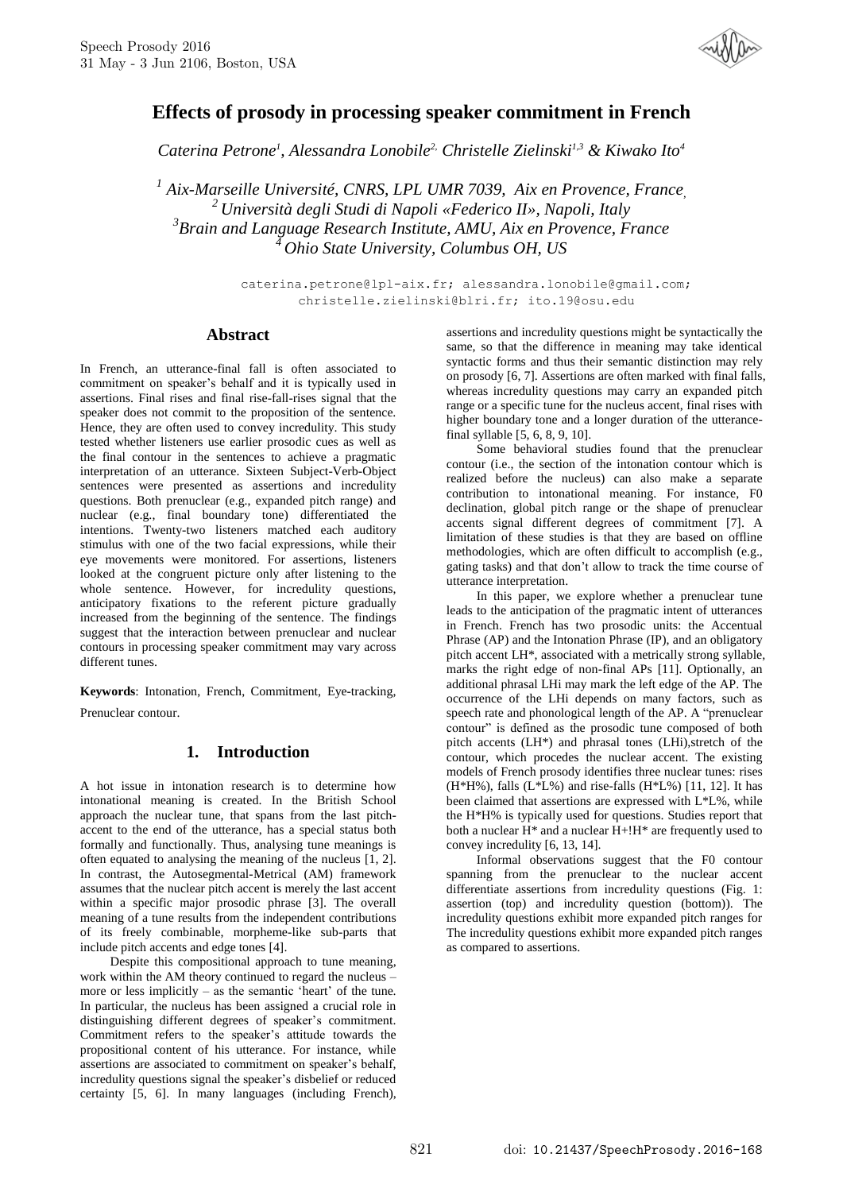# Effects of prosody in processing speaker commitment in French

*Caterina Petrone[1], Alessandra Lonobile[2], Christelle Zielinski[1,3] & Kiwako Ito[4]*

[1] *Aix-Marseille Université, CNRS, LPL UMR 7039, Aix en Provence, France*
[2] *Università degli Studi di Napoli «Federico II», Napoli, Italy*
[3] *Brain and Language Research Institute, AMU, Aix en Provence, France*
[4] *Ohio State University, Columbus OH, US*

caterina.petrone@lpl-aix.fr; alessandra.lonobile@gmail.com; christelle.zielinski@blri.fr; ito.19@osu.edu

## Abstract

In French, an utterance-final fall is often associated to commitment on speaker's behalf and it is typically used in assertions. Final rises and final rise-fall-rises signal that the speaker does not commit to the proposition of the sentence. Hence, they are often used to convey incredulity. This study tested whether listeners use earlier prosodic cues as well as the final contour in the sentences to achieve a pragmatic interpretation of an utterance. Sixteen Subject-Verb-Object sentences were presented as assertions and incredulity questions. Both prenuclear (e.g., expanded pitch range) and nuclear (e.g., final boundary tone) differentiated the intentions. Twenty-two listeners matched each auditory stimulus with one of the two facial expressions, while their eye movements were monitored. For assertions, listeners looked at the congruent picture only after listening to the whole sentence. However, for incredulity questions, anticipatory fixations to the referent picture gradually increased from the beginning of the sentence. The findings suggest that the interaction between prenuclear and nuclear contours in processing speaker commitment may vary across different tunes.

**Keywords**: Intonation, French, Commitment, Eye-tracking, Prenuclear contour.

## 1. Introduction

A hot issue in intonation research is to determine how intonational meaning is created. In the British School approach the nuclear tune, that spans from the last pitch-accent to the end of the utterance, has a special status both formally and functionally. Thus, analysing tune meanings is often equated to analysing the meaning of the nucleus [1, 2]. In contrast, the Autosegmental-Metrical (AM) framework assumes that the nuclear pitch accent is merely the last accent within a specific major prosodic phrase [3]. The overall meaning of a tune results from the independent contributions of its freely combinable, morpheme-like sub-parts that include pitch accents and edge tones [4].

Despite this compositional approach to tune meaning, work within the AM theory continued to regard the nucleus – more or less implicitly – as the semantic 'heart' of the tune. In particular, the nucleus has been assigned a crucial role in distinguishing different degrees of speaker's commitment. Commitment refers to the speaker's attitude towards the propositional content of his utterance. For instance, while assertions are associated to commitment on speaker's behalf, incredulity questions signal the speaker's disbelief or reduced certainty [5, 6]. In many languages (including French), assertions and incredulity questions might be syntactically the same, so that the difference in meaning may take identical syntactic forms and thus their semantic distinction may rely on prosody [6, 7]. Assertions are often marked with final falls, whereas incredulity questions may carry an expanded pitch range or a specific tune for the nucleus accent, final rises with higher boundary tone and a longer duration of the utterance-final syllable [5, 6, 8, 9, 10].

Some behavioral studies found that the prenuclear contour (i.e., the section of the intonation contour which is realized before the nucleus) can also make a separate contribution to intonational meaning. For instance, F0 declination, global pitch range or the shape of prenuclear accents signal different degrees of commitment [7]. A limitation of these studies is that they are based on offline methodologies, which are often difficult to accomplish (e.g., gating tasks) and that don't allow to track the time course of utterance interpretation.

In this paper, we explore whether a prenuclear tune leads to the anticipation of the pragmatic intent of utterances in French. French has two prosodic units: the Accentual Phrase (AP) and the Intonation Phrase (IP), and an obligatory pitch accent LH*, associated with a metrically strong syllable, marks the right edge of non-final APs [11]. Optionally, an additional phrasal LHi may mark the left edge of the AP. The occurrence of the LHi depends on many factors, such as speech rate and phonological length of the AP. A "prenuclear contour" is defined as the prosodic tune composed of both pitch accents (LH*) and phrasal tones (LHi),stretch of the contour, which procedes the nuclear accent. The existing models of French prosody identifies three nuclear tunes: rises (H*H%), falls (L*L%) and rise-falls (H*L%) [11, 12]. It has been claimed that assertions are expressed with L*L%, while the H*H% is typically used for questions. Studies report that both a nuclear H* and a nuclear H+!H* are frequently used to convey incredulity [6, 13, 14].

Informal observations suggest that the F0 contour spanning from the prenuclear to the nuclear accent differentiate assertions from incredulity questions (Fig. 1: assertion (top) and incredulity question (bottom)). The incredulity questions exhibit more expanded pitch ranges for The incredulity questions exhibit more expanded pitch ranges as compared to assertions.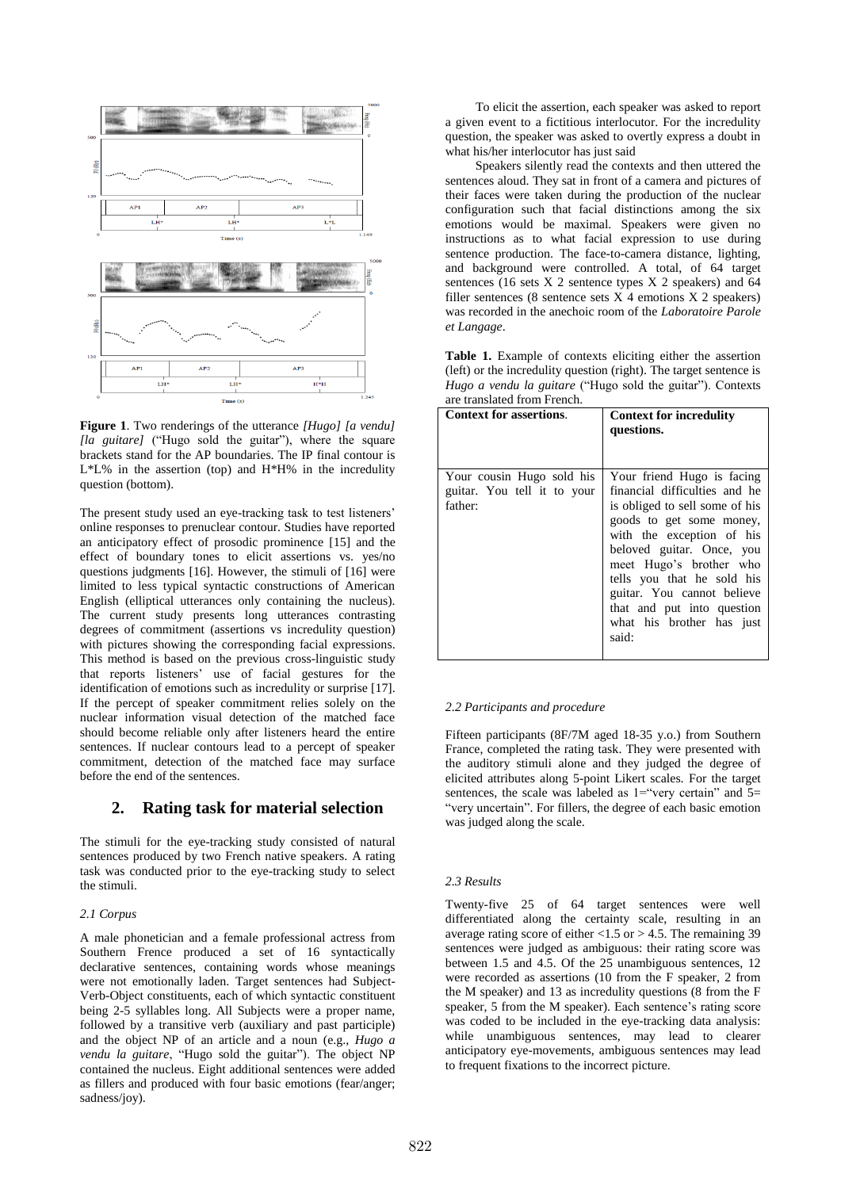**Figure 1**. Two renderings of the utterance *[Hugo] [a vendu] [la guitare]* ("Hugo sold the guitar"), where the square brackets stand for the AP boundaries. The IP final contour is L\*L% in the assertion (top) and H\*H% in the incredulity question (bottom).

The present study used an eye-tracking task to test listeners' online responses to prenuclear contour. Studies have reported an anticipatory effect of prosodic prominence [15] and the effect of boundary tones to elicit assertions vs. yes/no questions judgments [16]. However, the stimuli of [16] were limited to less typical syntactic constructions of American English (elliptical utterances only containing the nucleus). The current study presents long utterances contrasting degrees of commitment (assertions vs incredulity question) with pictures showing the corresponding facial expressions. This method is based on the previous cross-linguistic study that reports listeners' use of facial gestures for the identification of emotions such as incredulity or surprise [17]. If the percept of speaker commitment relies solely on the nuclear information visual detection of the matched face should become reliable only after listeners heard the entire sentences. If nuclear contours lead to a percept of speaker commitment, detection of the matched face may surface before the end of the sentences.

## 2. Rating task for material selection

The stimuli for the eye-tracking study consisted of natural sentences produced by two French native speakers. A rating task was conducted prior to the eye-tracking study to select the stimuli.

### *2.1 Corpus*

A male phonetician and a female professional actress from Southern Frence produced a set of 16 syntactically declarative sentences, containing words whose meanings were not emotionally laden. Target sentences had Subject-Verb-Object constituents, each of which syntactic constituent being 2-5 syllables long. All Subjects were a proper name, followed by a transitive verb (auxiliary and past participle) and the object NP of an article and a noun (e.g., *Hugo a vendu la guitare*, "Hugo sold the guitar"). The object NP contained the nucleus. Eight additional sentences were added as fillers and produced with four basic emotions (fear/anger; sadness/joy).

To elicit the assertion, each speaker was asked to report a given event to a fictitious interlocutor. For the incredulity question, the speaker was asked to overtly express a doubt in what his/her interlocutor has just said

Speakers silently read the contexts and then uttered the sentences aloud. They sat in front of a camera and pictures of their faces were taken during the production of the nuclear configuration such that facial distinctions among the six emotions would be maximal. Speakers were given no instructions as to what facial expression to use during sentence production. The face-to-camera distance, lighting, and background were controlled. A total, of 64 target sentences (16 sets X 2 sentence types X 2 speakers) and 64 filler sentences (8 sentence sets X 4 emotions X 2 speakers) was recorded in the anechoic room of the *Laboratoire Parole et Langage*.

**Table 1.** Example of contexts eliciting either the assertion (left) or the incredulity question (right). The target sentence is *Hugo a vendu la guitare* ("Hugo sold the guitar"). Contexts are translated from French.

| **Context for assertions**. | **Context for incredulity questions.** |
|---|---|
| Your cousin Hugo sold his guitar. You tell it to your father: | Your friend Hugo is facing financial difficulties and he is obliged to sell some of his goods to get some money, with the exception of his beloved guitar. Once, you meet Hugo's brother who tells you that he sold his guitar. You cannot believe that and put into question what his brother has just said: |

### *2.2 Participants and procedure*

Fifteen participants (8F/7M aged 18-35 y.o.) from Southern France, completed the rating task. They were presented with the auditory stimuli alone and they judged the degree of elicited attributes along 5-point Likert scales. For the target sentences, the scale was labeled as 1="very certain" and 5= "very uncertain". For fillers, the degree of each basic emotion was judged along the scale.

### *2.3 Results*

Twenty-five 25 of 64 target sentences were well differentiated along the certainty scale, resulting in an average rating score of either <1.5 or > 4.5. The remaining 39 sentences were judged as ambiguous: their rating score was between 1.5 and 4.5. Of the 25 unambiguous sentences, 12 were recorded as assertions (10 from the F speaker, 2 from the M speaker) and 13 as incredulity questions (8 from the F speaker, 5 from the M speaker). Each sentence's rating score was coded to be included in the eye-tracking data analysis: while unambiguous sentences, may lead to clearer anticipatory eye-movements, ambiguous sentences may lead to frequent fixations to the incorrect picture.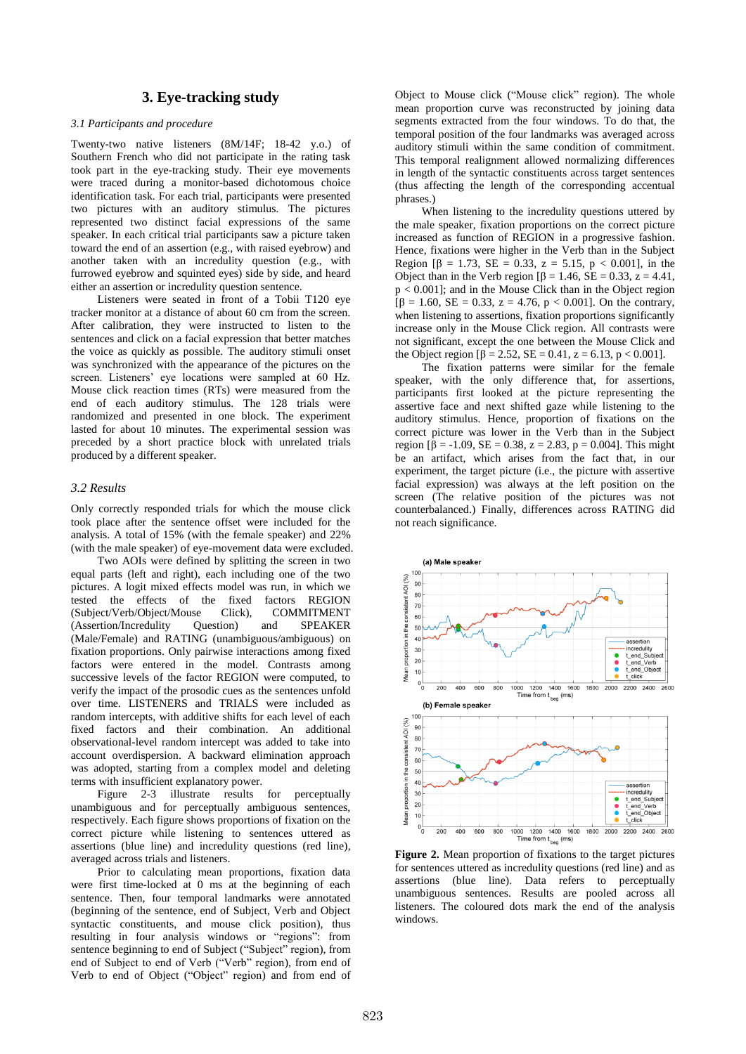## 3. Eye-tracking study

### 3.1 Participants and procedure

Twenty-two native listeners (8M/14F; 18-42 y.o.) of Southern French who did not participate in the rating task took part in the eye-tracking study. Their eye movements were traced during a monitor-based dichotomous choice identification task. For each trial, participants were presented two pictures with an auditory stimulus. The pictures represented two distinct facial expressions of the same speaker. In each critical trial participants saw a picture taken toward the end of an assertion (e.g., with raised eyebrow) and another taken with an incredulity question (e.g., with furrowed eyebrow and squinted eyes) side by side, and heard either an assertion or incredulity question sentence.

Listeners were seated in front of a Tobii T120 eye tracker monitor at a distance of about 60 cm from the screen. After calibration, they were instructed to listen to the sentences and click on a facial expression that better matches the voice as quickly as possible. The auditory stimuli onset was synchronized with the appearance of the pictures on the screen. Listeners' eye locations were sampled at 60 Hz. Mouse click reaction times (RTs) were measured from the end of each auditory stimulus. The 128 trials were randomized and presented in one block. The experiment lasted for about 10 minutes. The experimental session was preceded by a short practice block with unrelated trials produced by a different speaker.

### 3.2 Results

Only correctly responded trials for which the mouse click took place after the sentence offset were included for the analysis. A total of 15% (with the female speaker) and 22% (with the male speaker) of eye-movement data were excluded.

Two AOIs were defined by splitting the screen in two equal parts (left and right), each including one of the two pictures. A logit mixed effects model was run, in which we tested the effects of the fixed factors REGION (Subject/Verb/Object/Mouse Click), COMMITMENT (Assertion/Incredulity Question) and SPEAKER (Male/Female) and RATING (unambiguous/ambiguous) on fixation proportions. Only pairwise interactions among fixed factors were entered in the model. Contrasts among successive levels of the factor REGION were computed, to verify the impact of the prosodic cues as the sentences unfold over time. LISTENERS and TRIALS were included as random intercepts, with additive shifts for each level of each fixed factors and their combination. An additional observational-level random intercept was added to take into account overdispersion. A backward elimination approach was adopted, starting from a complex model and deleting terms with insufficient explanatory power.

Figure 2-3 illustrate results for perceptually unambiguous and for perceptually ambiguous sentences, respectively. Each figure shows proportions of fixation on the correct picture while listening to sentences uttered as assertions (blue line) and incredulity questions (red line), averaged across trials and listeners.

Prior to calculating mean proportions, fixation data were first time-locked at 0 ms at the beginning of each sentence. Then, four temporal landmarks were annotated (beginning of the sentence, end of Subject, Verb and Object syntactic constituents, and mouse click position), thus resulting in four analysis windows or "regions": from sentence beginning to end of Subject ("Subject" region), from end of Subject to end of Verb ("Verb" region), from end of Verb to end of Object ("Object" region) and from end of Object to Mouse click ("Mouse click" region). The whole mean proportion curve was reconstructed by joining data segments extracted from the four windows. To do that, the temporal position of the four landmarks was averaged across auditory stimuli within the same condition of commitment. This temporal realignment allowed normalizing differences in length of the syntactic constituents across target sentences (thus affecting the length of the corresponding accentual phrases.)

When listening to the incredulity questions uttered by the male speaker, fixation proportions on the correct picture increased as function of REGION in a progressive fashion. Hence, fixations were higher in the Verb than in the Subject Region [$\beta = 1.73$, SE = 0.33, $z = 5.15$, $p < 0.001$], in the Object than in the Verb region [$\beta = 1.46$, SE = 0.33, $z = 4.41$, $p < 0.001$]; and in the Mouse Click than in the Object region [$\beta = 1.60$, SE = 0.33, $z = 4.76$, $p < 0.001$]. On the contrary, when listening to assertions, fixation proportions significantly increase only in the Mouse Click region. All contrasts were not significant, except the one between the Mouse Click and the Object region [$\beta = 2.52$, SE = 0.41, $z = 6.13$, $p < 0.001$].

The fixation patterns were similar for the female speaker, with the only difference that, for assertions, participants first looked at the picture representing the assertive face and next shifted gaze while listening to the auditory stimulus. Hence, proportion of fixations on the correct picture was lower in the Verb than in the Subject region [$\beta = -1.09$, SE = 0.38, $z = 2.83$, $p = 0.004$]. This might be an artifact, which arises from the fact that, in our experiment, the target picture (i.e., the picture with assertive facial expression) was always at the left position on the screen (The relative position of the pictures was not counterbalanced.) Finally, differences across RATING did not reach significance.

**Figure 2.** Mean proportion of fixations to the target pictures for sentences uttered as incredulity questions (red line) and as assertions (blue line). Data refers to perceptually unambiguous sentences. Results are pooled across all listeners. The coloured dots mark the end of the analysis windows.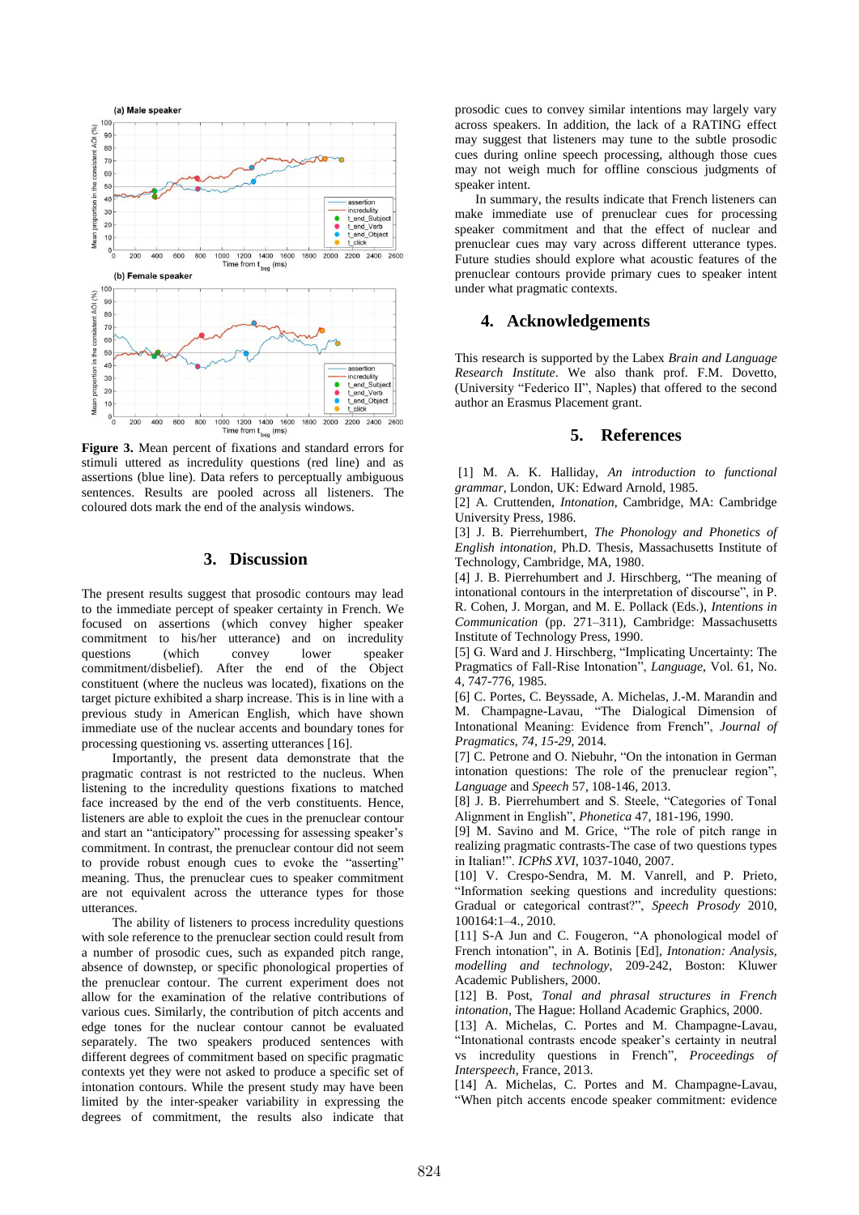**Figure 3.** Mean percent of fixations and standard errors for stimuli uttered as incredulity questions (red line) and as assertions (blue line). Data refers to perceptually ambiguous sentences. Results are pooled across all listeners. The coloured dots mark the end of the analysis windows.

## 3. Discussion

The present results suggest that prosodic contours may lead to the immediate percept of speaker certainty in French. We focused on assertions (which convey higher speaker commitment to his/her utterance) and on incredulity questions (which convey lower speaker commitment/disbelief). After the end of the Object constituent (where the nucleus was located), fixations on the target picture exhibited a sharp increase. This is in line with a previous study in American English, which have shown immediate use of the nuclear accents and boundary tones for processing questioning vs. asserting utterances [16].

Importantly, the present data demonstrate that the pragmatic contrast is not restricted to the nucleus. When listening to the incredulity questions fixations to matched face increased by the end of the verb constituents. Hence, listeners are able to exploit the cues in the prenuclear contour and start an "anticipatory" processing for assessing speaker's commitment. In contrast, the prenuclear contour did not seem to provide robust enough cues to evoke the "asserting" meaning. Thus, the prenuclear cues to speaker commitment are not equivalent across the utterance types for those utterances.

The ability of listeners to process incredulity questions with sole reference to the prenuclear section could result from a number of prosodic cues, such as expanded pitch range, absence of downstep, or specific phonological properties of the prenuclear contour. The current experiment does not allow for the examination of the relative contributions of various cues. Similarly, the contribution of pitch accents and edge tones for the nuclear contour cannot be evaluated separately. The two speakers produced sentences with different degrees of commitment based on specific pragmatic contexts yet they were not asked to produce a specific set of intonation contours. While the present study may have been limited by the inter-speaker variability in expressing the degrees of commitment, the results also indicate that prosodic cues to convey similar intentions may largely vary across speakers. In addition, the lack of a RATING effect may suggest that listeners may tune to the subtle prosodic cues during online speech processing, although those cues may not weigh much for offline conscious judgments of speaker intent.

In summary, the results indicate that French listeners can make immediate use of prenuclear cues for processing speaker commitment and that the effect of nuclear and prenuclear cues may vary across different utterance types. Future studies should explore what acoustic features of the prenuclear contours provide primary cues to speaker intent under what pragmatic contexts.

## 4. Acknowledgements

This research is supported by the Labex *Brain and Language Research Institute*. We also thank prof. F.M. Dovetto, (University "Federico II", Naples) that offered to the second author an Erasmus Placement grant.

## 5. References

[1] M. A. K. Halliday, *An introduction to functional grammar*, London, UK: Edward Arnold, 1985.
[2] A. Cruttenden, *Intonation*, Cambridge, MA: Cambridge University Press, 1986.
[3] J. B. Pierrehumbert, *The Phonology and Phonetics of English intonation*, Ph.D. Thesis, Massachusetts Institute of Technology, Cambridge, MA, 1980.
[4] J. B. Pierrehumbert and J. Hirschberg, "The meaning of intonational contours in the interpretation of discourse", in P. R. Cohen, J. Morgan, and M. E. Pollack (Eds.), *Intentions in Communication* (pp. 271–311), Cambridge: Massachusetts Institute of Technology Press, 1990.
[5] G. Ward and J. Hirschberg, "Implicating Uncertainty: The Pragmatics of Fall-Rise Intonation", *Language*, Vol. 61, No. 4, 747-776, 1985.
[6] C. Portes, C. Beyssade, A. Michelas, J.-M. Marandin and M. Champagne-Lavau, "The Dialogical Dimension of Intonational Meaning: Evidence from French", *Journal of Pragmatics, 74, 15-29*, 2014.
[7] C. Petrone and O. Niebuhr, "On the intonation in German intonation questions: The role of the prenuclear region", *Language* and *Speech* 57, 108-146, 2013.
[8] J. B. Pierrehumbert and S. Steele, "Categories of Tonal Alignment in English", *Phonetica* 47, 181-196, 1990.
[9] M. Savino and M. Grice, "The role of pitch range in realizing pragmatic contrasts-The case of two questions types in Italian!". *ICPhS XVI*, 1037-1040, 2007.
[10] V. Crespo-Sendra, M. M. Vanrell, and P. Prieto, "Information seeking questions and incredulity questions: Gradual or categorical contrast?", *Speech Prosody* 2010, 100164:1–4., 2010.
[11] S-A Jun and C. Fougeron, "A phonological model of French intonation", in A. Botinis [Ed], *Intonation: Analysis, modelling and technology*, 209-242, Boston: Kluwer Academic Publishers, 2000.
[12] B. Post, *Tonal and phrasal structures in French intonation*, The Hague: Holland Academic Graphics, 2000.
[13] A. Michelas, C. Portes and M. Champagne-Lavau, "Intonational contrasts encode speaker's certainty in neutral vs incredulity questions in French", *Proceedings of Interspeech*, France, 2013.
[14] A. Michelas, C. Portes and M. Champagne-Lavau, "When pitch accents encode speaker commitment: evidence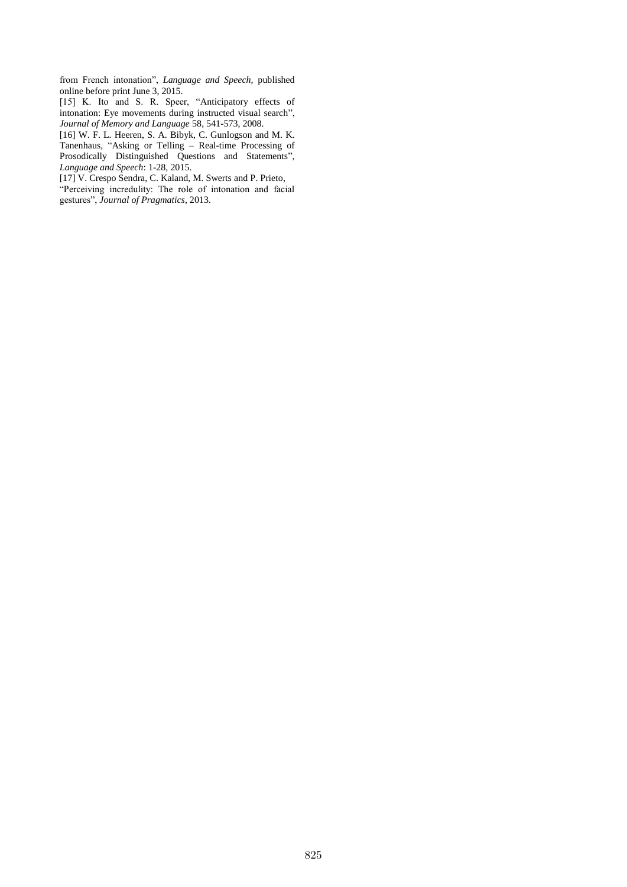from French intonation", *Language and Speech*, published online before print June 3, 2015.

[15] K. Ito and S. R. Speer, "Anticipatory effects of intonation: Eye movements during instructed visual search", *Journal of Memory and Language* 58, 541-573, 2008.

[16] W. F. L. Heeren, S. A. Bibyk, C. Gunlogson and M. K. Tanenhaus, "Asking or Telling – Real-time Processing of Prosodically Distinguished Questions and Statements", *Language and Speech*: 1-28, 2015.

[17] V. Crespo Sendra, C. Kaland, M. Swerts and P. Prieto, "Perceiving incredulity: The role of intonation and facial gestures", *Journal of Pragmatics*, 2013.